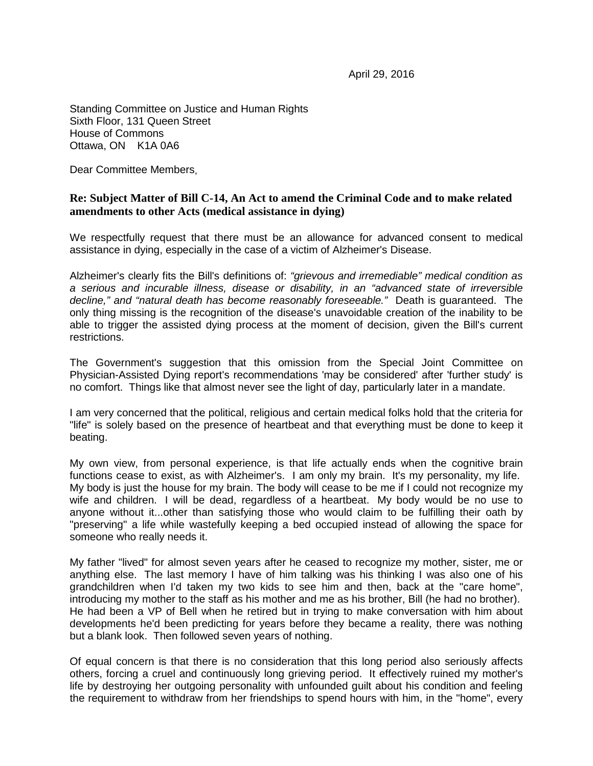April 29, 2016

Standing Committee on Justice and Human Rights
Sixth Floor, 131 Queen Street
House of Commons
Ottawa, ON K1A 0A6

Dear Committee Members,

**Re: Subject Matter of Bill C-14, An Act to amend the Criminal Code and to make related amendments to other Acts (medical assistance in dying)**

We respectfully request that there must be an allowance for advanced consent to medical assistance in dying, especially in the case of a victim of Alzheimer's Disease.

Alzheimer's clearly fits the Bill's definitions of: *"grievous and irremediable" medical condition as a serious and incurable illness, disease or disability, in an "advanced state of irreversible decline," and "natural death has become reasonably foreseeable."* Death is guaranteed. The only thing missing is the recognition of the disease's unavoidable creation of the inability to be able to trigger the assisted dying process at the moment of decision, given the Bill's current restrictions.

The Government's suggestion that this omission from the Special Joint Committee on Physician-Assisted Dying report's recommendations 'may be considered' after 'further study' is no comfort. Things like that almost never see the light of day, particularly later in a mandate.

I am very concerned that the political, religious and certain medical folks hold that the criteria for "life" is solely based on the presence of heartbeat and that everything must be done to keep it beating.

My own view, from personal experience, is that life actually ends when the cognitive brain functions cease to exist, as with Alzheimer's. I am only my brain. It's my personality, my life. My body is just the house for my brain. The body will cease to be me if I could not recognize my wife and children. I will be dead, regardless of a heartbeat. My body would be no use to anyone without it...other than satisfying those who would claim to be fulfilling their oath by "preserving" a life while wastefully keeping a bed occupied instead of allowing the space for someone who really needs it.

My father "lived" for almost seven years after he ceased to recognize my mother, sister, me or anything else. The last memory I have of him talking was his thinking I was also one of his grandchildren when I'd taken my two kids to see him and then, back at the "care home", introducing my mother to the staff as his mother and me as his brother, Bill (he had no brother). He had been a VP of Bell when he retired but in trying to make conversation with him about developments he'd been predicting for years before they became a reality, there was nothing but a blank look. Then followed seven years of nothing.

Of equal concern is that there is no consideration that this long period also seriously affects others, forcing a cruel and continuously long grieving period. It effectively ruined my mother's life by destroying her outgoing personality with unfounded guilt about his condition and feeling the requirement to withdraw from her friendships to spend hours with him, in the "home", every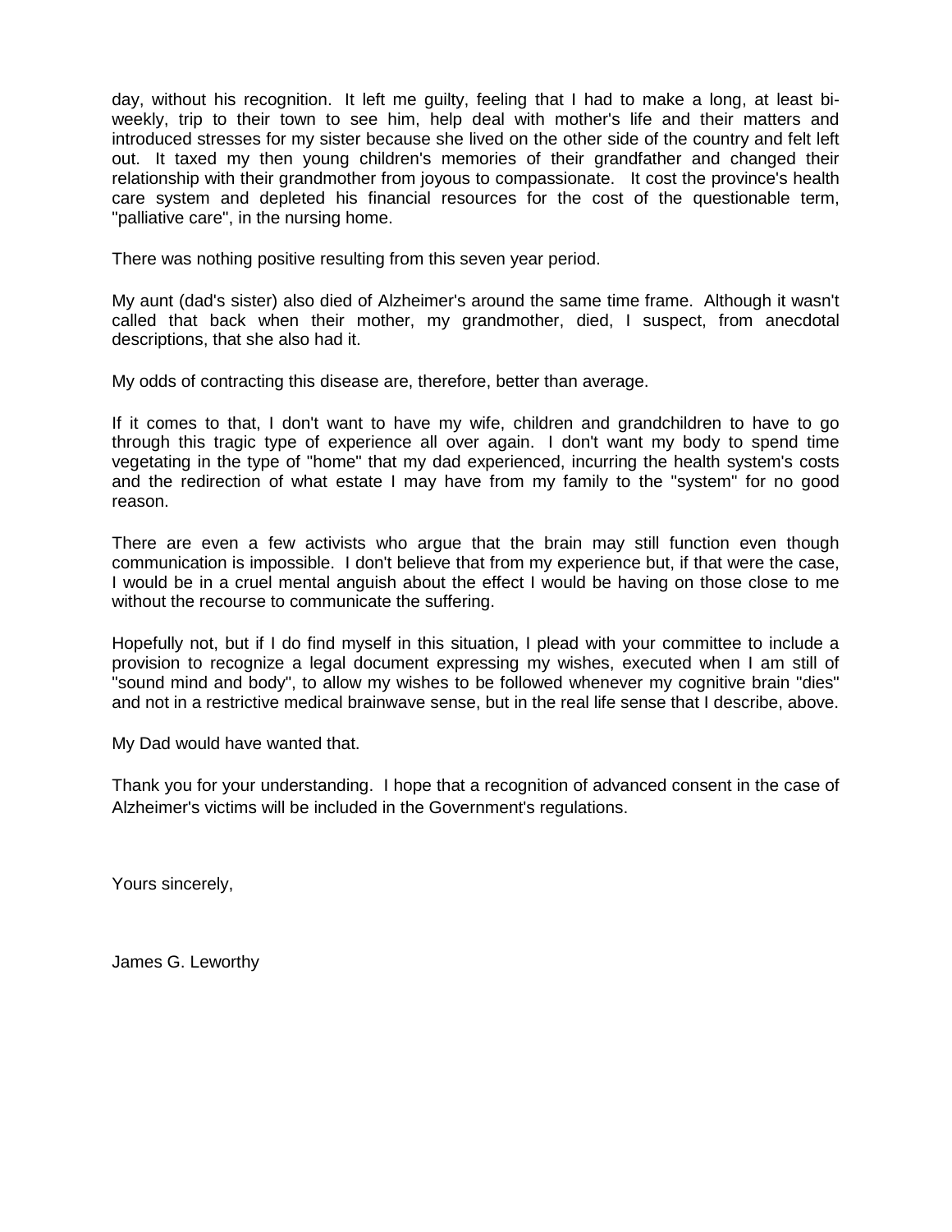day, without his recognition. It left me guilty, feeling that I had to make a long, at least bi-weekly, trip to their town to see him, help deal with mother's life and their matters and introduced stresses for my sister because she lived on the other side of the country and felt left out. It taxed my then young children's memories of their grandfather and changed their relationship with their grandmother from joyous to compassionate. It cost the province's health care system and depleted his financial resources for the cost of the questionable term, "palliative care", in the nursing home.

There was nothing positive resulting from this seven year period.

My aunt (dad's sister) also died of Alzheimer's around the same time frame. Although it wasn't called that back when their mother, my grandmother, died, I suspect, from anecdotal descriptions, that she also had it.

My odds of contracting this disease are, therefore, better than average.

If it comes to that, I don't want to have my wife, children and grandchildren to have to go through this tragic type of experience all over again. I don't want my body to spend time vegetating in the type of "home" that my dad experienced, incurring the health system's costs and the redirection of what estate I may have from my family to the "system" for no good reason.

There are even a few activists who argue that the brain may still function even though communication is impossible. I don't believe that from my experience but, if that were the case, I would be in a cruel mental anguish about the effect I would be having on those close to me without the recourse to communicate the suffering.

Hopefully not, but if I do find myself in this situation, I plead with your committee to include a provision to recognize a legal document expressing my wishes, executed when I am still of "sound mind and body", to allow my wishes to be followed whenever my cognitive brain "dies" and not in a restrictive medical brainwave sense, but in the real life sense that I describe, above.

My Dad would have wanted that.

Thank you for your understanding. I hope that a recognition of advanced consent in the case of Alzheimer's victims will be included in the Government's regulations.

Yours sincerely,

James G. Leworthy